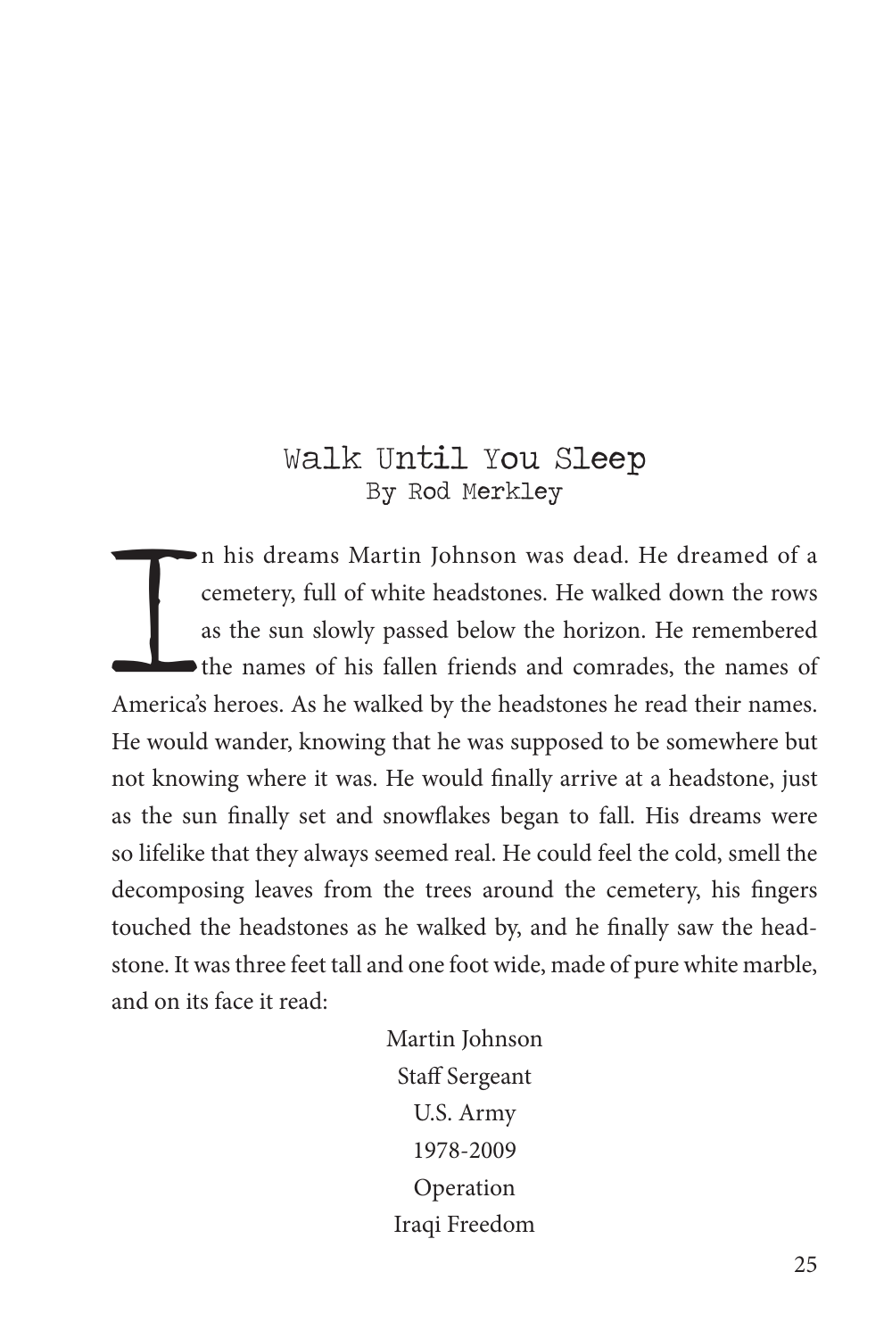# Walk Until You Sleep

By Rod Merkley

In his dreams Martin Johnson was dead. He dreamed of a cemetery, full of white headstones. He walked down the rows as the sun slowly passed below the horizon. He remembered the names of his fallen friends and comrades, the names of America's heroes. As he walked by the headstones he read their names. He would wander, knowing that he was supposed to be somewhere but not knowing where it was. He would finally arrive at a headstone, just as the sun finally set and snowflakes began to fall. His dreams were so lifelike that they always seemed real. He could feel the cold, smell the decomposing leaves from the trees around the cemetery, his fingers touched the headstones as he walked by, and he finally saw the headstone. It was three feet tall and one foot wide, made of pure white marble, and on its face it read:

Martin Johnson  
Staff Sergeant  
U.S. Army  
1978-2009  
Operation  
Iraqi Freedom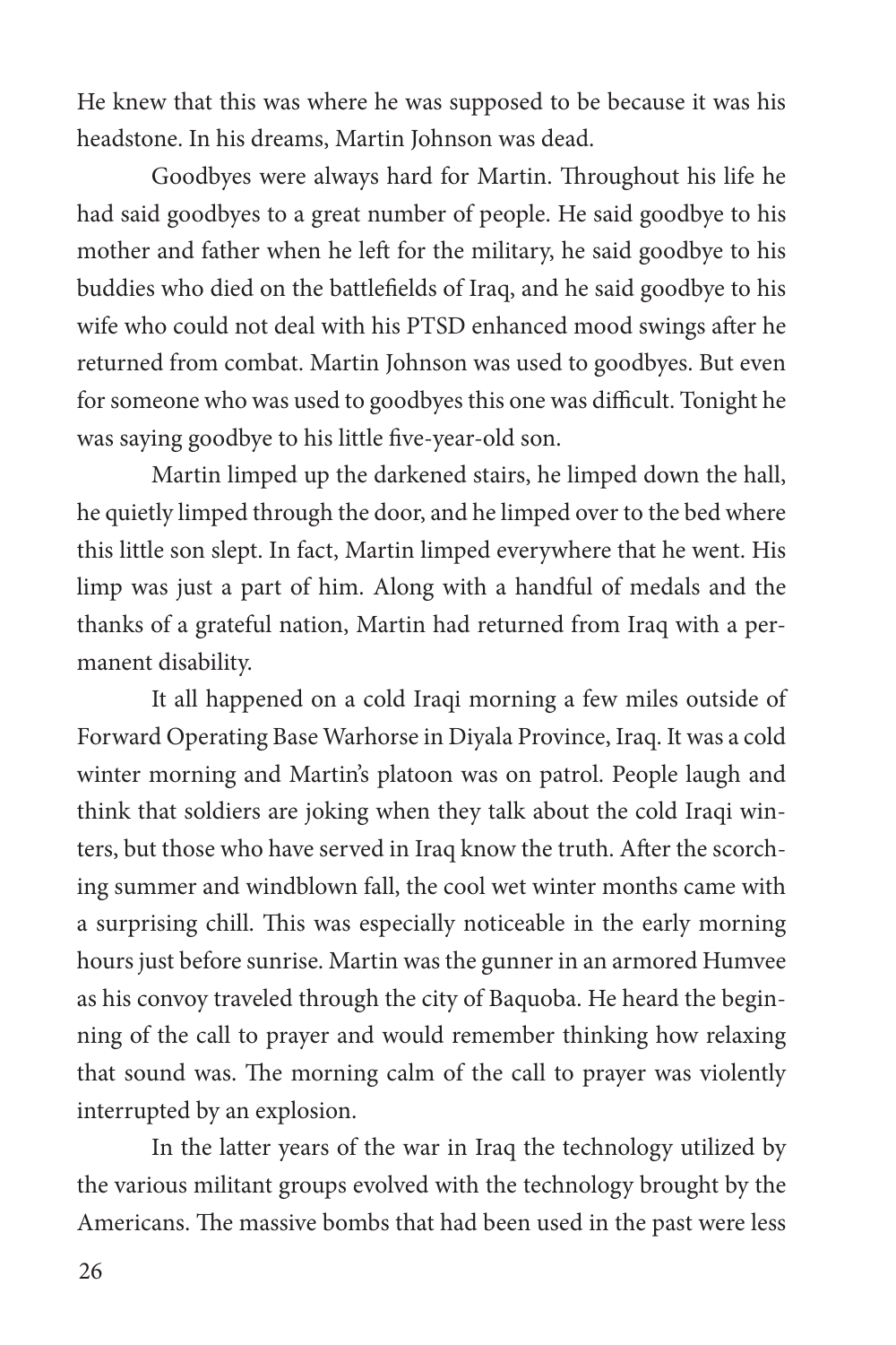He knew that this was where he was supposed to be because it was his headstone. In his dreams, Martin Johnson was dead.

Goodbyes were always hard for Martin. Throughout his life he had said goodbyes to a great number of people. He said goodbye to his mother and father when he left for the military, he said goodbye to his buddies who died on the battlefields of Iraq, and he said goodbye to his wife who could not deal with his PTSD enhanced mood swings after he returned from combat. Martin Johnson was used to goodbyes. But even for someone who was used to goodbyes this one was difficult. Tonight he was saying goodbye to his little five-year-old son.

Martin limped up the darkened stairs, he limped down the hall, he quietly limped through the door, and he limped over to the bed where this little son slept. In fact, Martin limped everywhere that he went. His limp was just a part of him. Along with a handful of medals and the thanks of a grateful nation, Martin had returned from Iraq with a permanent disability.

It all happened on a cold Iraqi morning a few miles outside of Forward Operating Base Warhorse in Diyala Province, Iraq. It was a cold winter morning and Martin's platoon was on patrol. People laugh and think that soldiers are joking when they talk about the cold Iraqi winters, but those who have served in Iraq know the truth. After the scorching summer and windblown fall, the cool wet winter months came with a surprising chill. This was especially noticeable in the early morning hours just before sunrise. Martin was the gunner in an armored Humvee as his convoy traveled through the city of Baquoba. He heard the beginning of the call to prayer and would remember thinking how relaxing that sound was. The morning calm of the call to prayer was violently interrupted by an explosion.

In the latter years of the war in Iraq the technology utilized by the various militant groups evolved with the technology brought by the Americans. The massive bombs that had been used in the past were less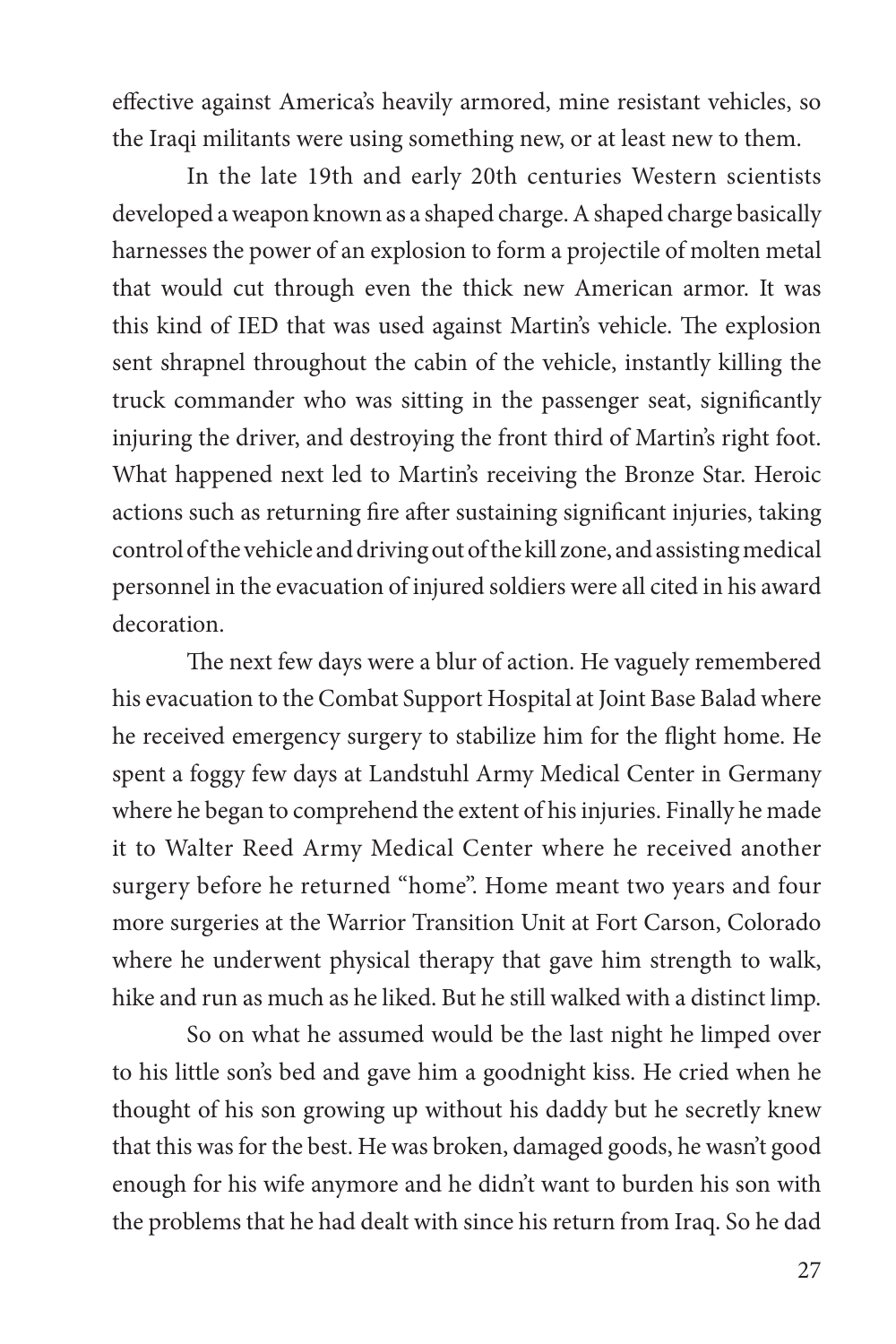effective against America's heavily armored, mine resistant vehicles, so the Iraqi militants were using something new, or at least new to them.

In the late 19th and early 20th centuries Western scientists developed a weapon known as a shaped charge. A shaped charge basically harnesses the power of an explosion to form a projectile of molten metal that would cut through even the thick new American armor. It was this kind of IED that was used against Martin's vehicle. The explosion sent shrapnel throughout the cabin of the vehicle, instantly killing the truck commander who was sitting in the passenger seat, significantly injuring the driver, and destroying the front third of Martin's right foot. What happened next led to Martin's receiving the Bronze Star. Heroic actions such as returning fire after sustaining significant injuries, taking control of the vehicle and driving out of the kill zone, and assisting medical personnel in the evacuation of injured soldiers were all cited in his award decoration.

The next few days were a blur of action. He vaguely remembered his evacuation to the Combat Support Hospital at Joint Base Balad where he received emergency surgery to stabilize him for the flight home. He spent a foggy few days at Landstuhl Army Medical Center in Germany where he began to comprehend the extent of his injuries. Finally he made it to Walter Reed Army Medical Center where he received another surgery before he returned "home". Home meant two years and four more surgeries at the Warrior Transition Unit at Fort Carson, Colorado where he underwent physical therapy that gave him strength to walk, hike and run as much as he liked. But he still walked with a distinct limp.

So on what he assumed would be the last night he limped over to his little son's bed and gave him a goodnight kiss. He cried when he thought of his son growing up without his daddy but he secretly knew that this was for the best. He was broken, damaged goods, he wasn't good enough for his wife anymore and he didn't want to burden his son with the problems that he had dealt with since his return from Iraq. So he dad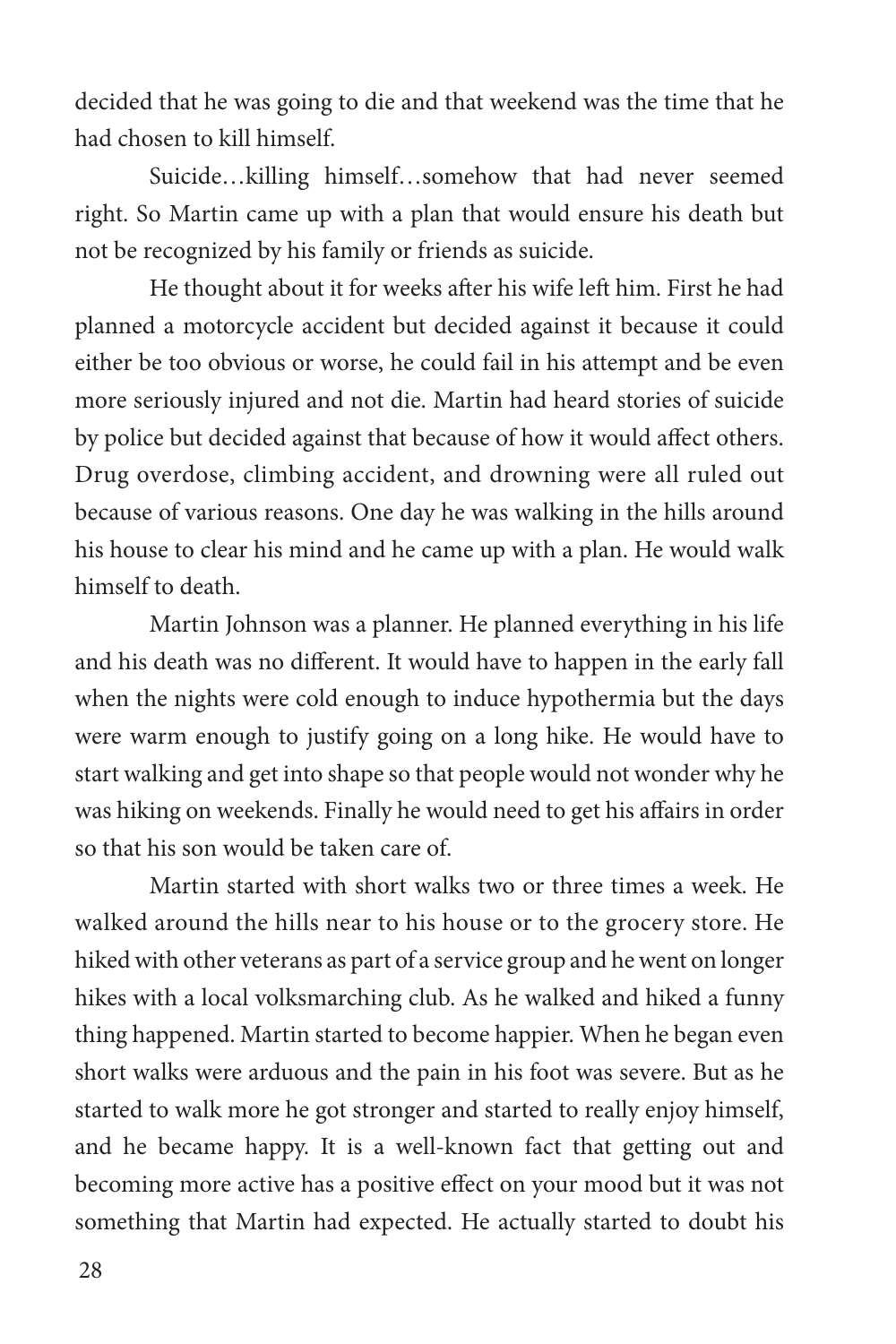decided that he was going to die and that weekend was the time that he had chosen to kill himself.

Suicide…killing himself…somehow that had never seemed right. So Martin came up with a plan that would ensure his death but not be recognized by his family or friends as suicide.

He thought about it for weeks after his wife left him. First he had planned a motorcycle accident but decided against it because it could either be too obvious or worse, he could fail in his attempt and be even more seriously injured and not die. Martin had heard stories of suicide by police but decided against that because of how it would affect others. Drug overdose, climbing accident, and drowning were all ruled out because of various reasons. One day he was walking in the hills around his house to clear his mind and he came up with a plan. He would walk himself to death.

Martin Johnson was a planner. He planned everything in his life and his death was no different. It would have to happen in the early fall when the nights were cold enough to induce hypothermia but the days were warm enough to justify going on a long hike. He would have to start walking and get into shape so that people would not wonder why he was hiking on weekends. Finally he would need to get his affairs in order so that his son would be taken care of.

Martin started with short walks two or three times a week. He walked around the hills near to his house or to the grocery store. He hiked with other veterans as part of a service group and he went on longer hikes with a local volksmarching club. As he walked and hiked a funny thing happened. Martin started to become happier. When he began even short walks were arduous and the pain in his foot was severe. But as he started to walk more he got stronger and started to really enjoy himself, and he became happy. It is a well-known fact that getting out and becoming more active has a positive effect on your mood but it was not something that Martin had expected. He actually started to doubt his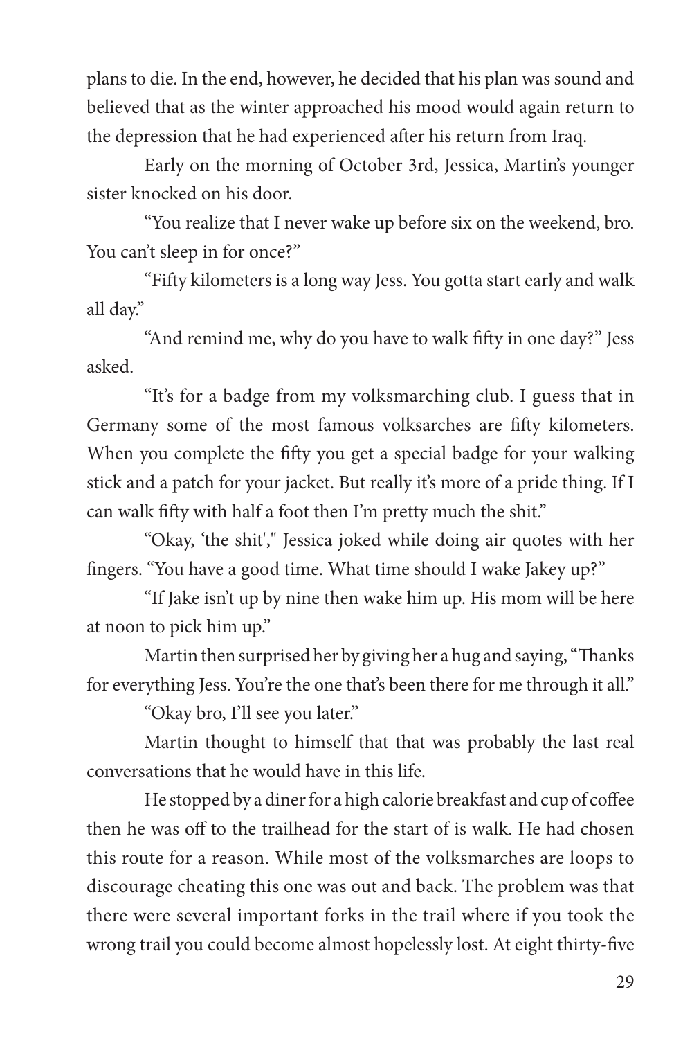plans to die. In the end, however, he decided that his plan was sound and believed that as the winter approached his mood would again return to the depression that he had experienced after his return from Iraq.

Early on the morning of October 3rd, Jessica, Martin's younger sister knocked on his door.

"You realize that I never wake up before six on the weekend, bro. You can't sleep in for once?"

"Fifty kilometers is a long way Jess. You gotta start early and walk all day."

"And remind me, why do you have to walk fifty in one day?" Jess asked.

"It's for a badge from my volksmarching club. I guess that in Germany some of the most famous volksarches are fifty kilometers. When you complete the fifty you get a special badge for your walking stick and a patch for your jacket. But really it's more of a pride thing. If I can walk fifty with half a foot then I'm pretty much the shit."

"Okay, 'the shit'," Jessica joked while doing air quotes with her fingers. "You have a good time. What time should I wake Jakey up?"

"If Jake isn't up by nine then wake him up. His mom will be here at noon to pick him up."

Martin then surprised her by giving her a hug and saying, "Thanks for everything Jess. You're the one that's been there for me through it all."

"Okay bro, I'll see you later."

Martin thought to himself that that was probably the last real conversations that he would have in this life.

He stopped by a diner for a high calorie breakfast and cup of coffee then he was off to the trailhead for the start of is walk. He had chosen this route for a reason. While most of the volksmarches are loops to discourage cheating this one was out and back. The problem was that there were several important forks in the trail where if you took the wrong trail you could become almost hopelessly lost. At eight thirty-five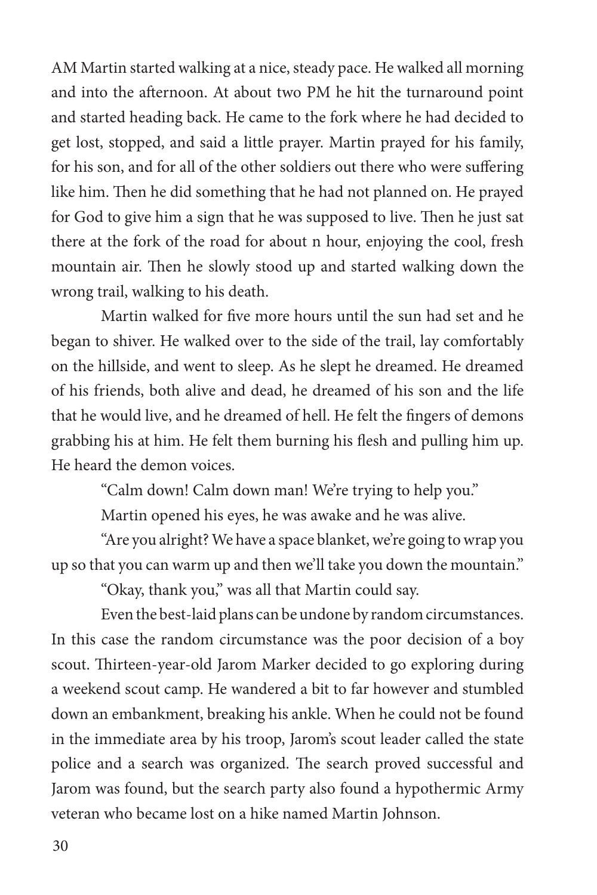AM Martin started walking at a nice, steady pace. He walked all morning and into the afternoon. At about two PM he hit the turnaround point and started heading back. He came to the fork where he had decided to get lost, stopped, and said a little prayer. Martin prayed for his family, for his son, and for all of the other soldiers out there who were suffering like him. Then he did something that he had not planned on. He prayed for God to give him a sign that he was supposed to live. Then he just sat there at the fork of the road for about n hour, enjoying the cool, fresh mountain air. Then he slowly stood up and started walking down the wrong trail, walking to his death.

Martin walked for five more hours until the sun had set and he began to shiver. He walked over to the side of the trail, lay comfortably on the hillside, and went to sleep. As he slept he dreamed. He dreamed of his friends, both alive and dead, he dreamed of his son and the life that he would live, and he dreamed of hell. He felt the fingers of demons grabbing his at him. He felt them burning his flesh and pulling him up. He heard the demon voices.

"Calm down! Calm down man! We're trying to help you."

Martin opened his eyes, he was awake and he was alive.

"Are you alright? We have a space blanket, we're going to wrap you up so that you can warm up and then we'll take you down the mountain."

"Okay, thank you," was all that Martin could say.

Even the best-laid plans can be undone by random circumstances. In this case the random circumstance was the poor decision of a boy scout. Thirteen-year-old Jarom Marker decided to go exploring during a weekend scout camp. He wandered a bit to far however and stumbled down an embankment, breaking his ankle. When he could not be found in the immediate area by his troop, Jarom's scout leader called the state police and a search was organized. The search proved successful and Jarom was found, but the search party also found a hypothermic Army veteran who became lost on a hike named Martin Johnson.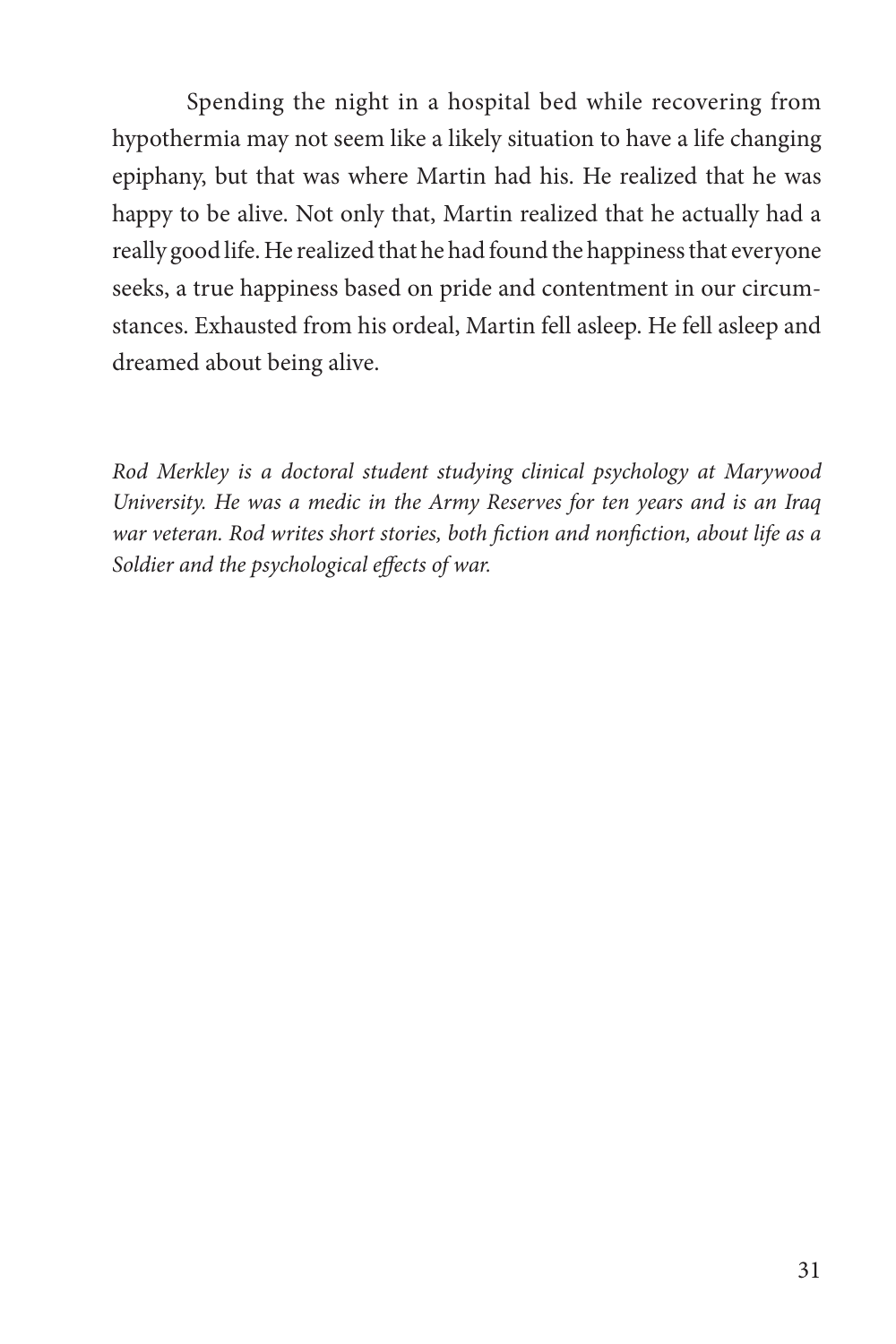Spending the night in a hospital bed while recovering from hypothermia may not seem like a likely situation to have a life changing epiphany, but that was where Martin had his. He realized that he was happy to be alive. Not only that, Martin realized that he actually had a really good life. He realized that he had found the happiness that everyone seeks, a true happiness based on pride and contentment in our circumstances. Exhausted from his ordeal, Martin fell asleep. He fell asleep and dreamed about being alive.

*Rod Merkley is a doctoral student studying clinical psychology at Marywood University. He was a medic in the Army Reserves for ten years and is an Iraq war veteran. Rod writes short stories, both fiction and nonfiction, about life as a Soldier and the psychological effects of war.*